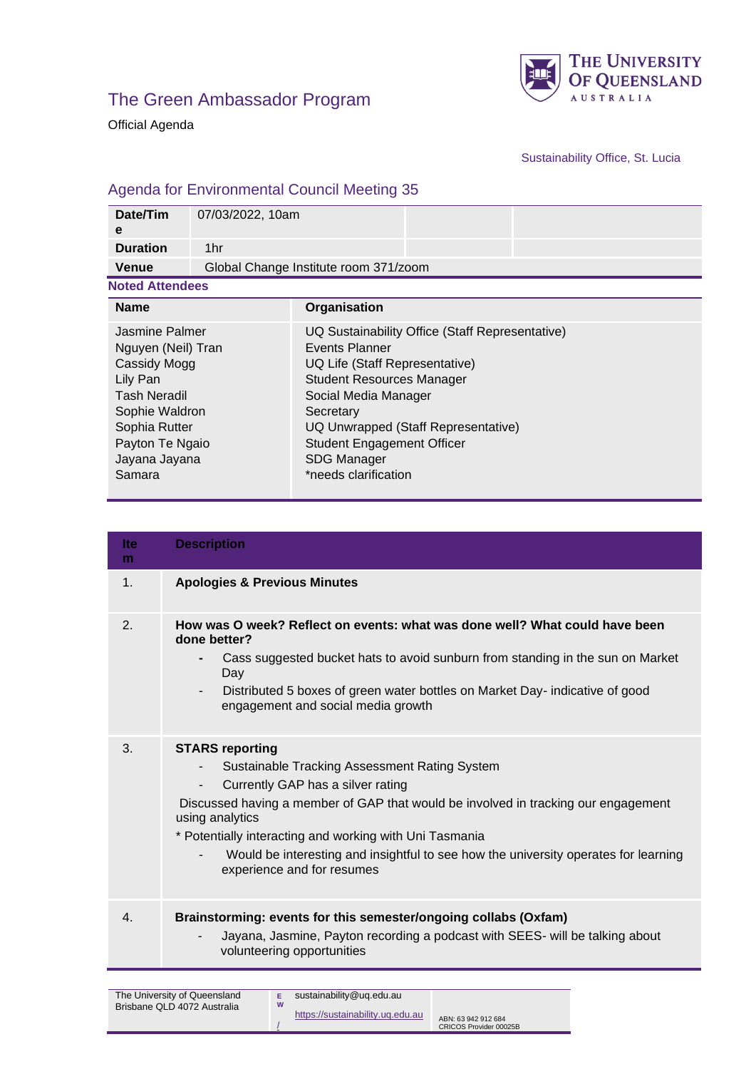# The Green Ambassador Program

Official Agenda

Sustainability Office, St. Lucia

## Agenda for Environmental Council Meeting 35

| Date/Time | 07/03/2022, 10am | | |
|---|---|---|---|
| Duration | 1hr | | |
| Venue | Global Change Institute room 371/zoom | | |

**Noted Attendees**

| Name | Organisation |
|---|---|
| Jasmine Palmer | UQ Sustainability Office (Staff Representative) |
| Nguyen (Neil) Tran | Events Planner |
| Cassidy Mogg | UQ Life (Staff Representative) |
| Lily Pan | Student Resources Manager |
| Tash Neradil | Social Media Manager |
| Sophie Waldron | Secretary |
| Sophia Rutter | UQ Unwrapped (Staff Representative) |
| Payton Te Ngaio | Student Engagement Officer |
| Jayana Jayana | SDG Manager |
| Samara | *needs clarification |

| Item | Description |
|---|---|
| 1. | **Apologies & Previous Minutes** |
| 2. | **How was O week? Reflect on events: what was done well? What could have been done better?**<br>- Cass suggested bucket hats to avoid sunburn from standing in the sun on Market Day<br>- Distributed 5 boxes of green water bottles on Market Day- indicative of good engagement and social media growth |
| 3. | **STARS reporting**<br>- Sustainable Tracking Assessment Rating System<br>- Currently GAP has a silver rating<br>Discussed having a member of GAP that would be involved in tracking our engagement using analytics<br>* Potentially interacting and working with Uni Tasmania<br>- Would be interesting and insightful to see how the university operates for learning experience and for resumes |
| 4. | **Brainstorming: events for this semester/ongoing collabs (Oxfam)**<br>- Jayana, Jasmine, Payton recording a podcast with SEES- will be talking about volunteering opportunities |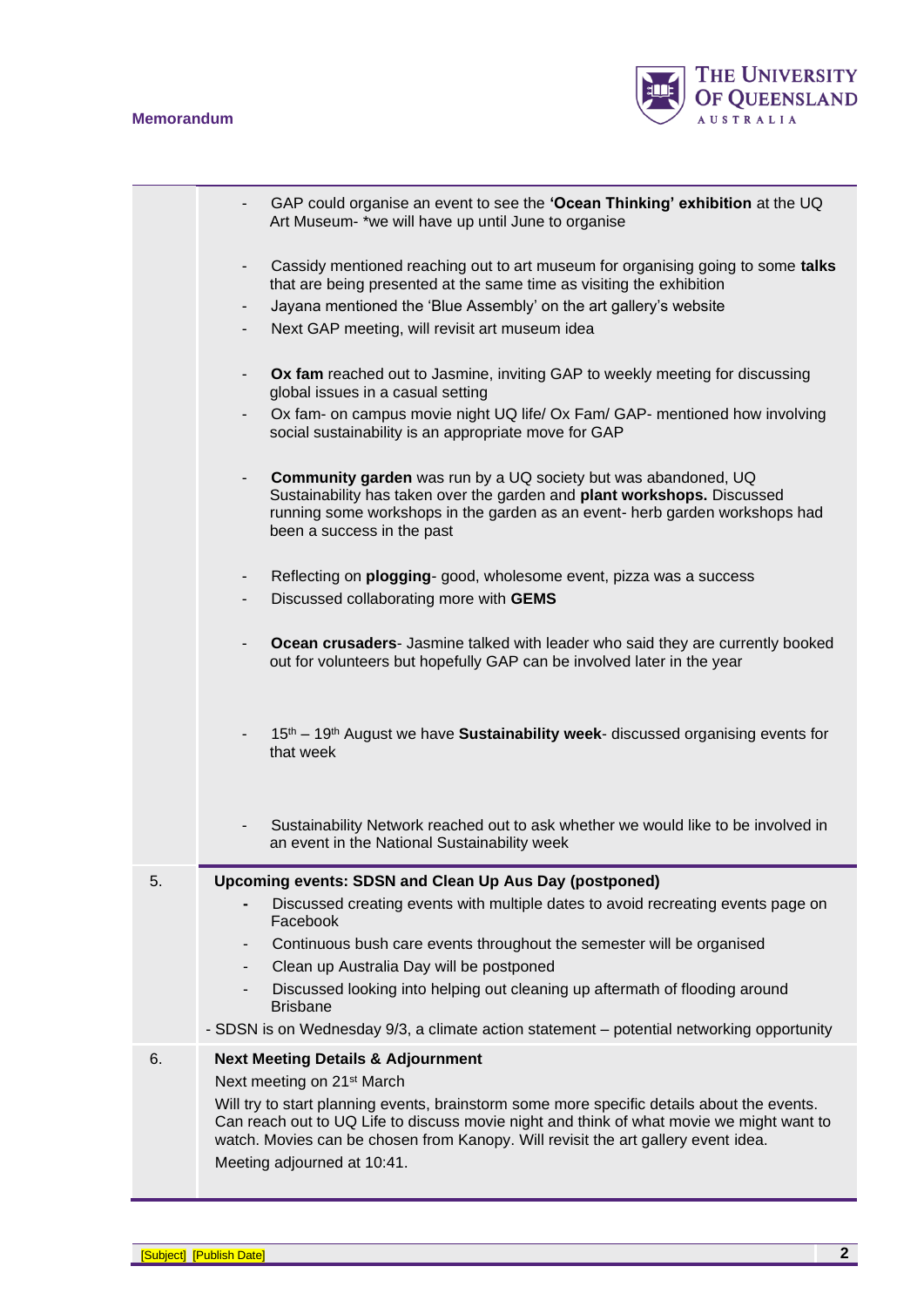**Memorandum**

| | |
|---|---|
| | - GAP could organise an event to see the **'Ocean Thinking' exhibition** at the UQ Art Museum- *we will have up until June to organise<br><br>- Cassidy mentioned reaching out to art museum for organising going to some **talks** that are being presented at the same time as visiting the exhibition<br>- Jayana mentioned the 'Blue Assembly' on the art gallery's website<br>- Next GAP meeting, will revisit art museum idea<br><br>- **Ox fam** reached out to Jasmine, inviting GAP to weekly meeting for discussing global issues in a casual setting<br>- Ox fam- on campus movie night UQ life/ Ox Fam/ GAP- mentioned how involving social sustainability is an appropriate move for GAP<br><br>- **Community garden** was run by a UQ society but was abandoned, UQ Sustainability has taken over the garden and **plant workshops.** Discussed running some workshops in the garden as an event- herb garden workshops had been a success in the past<br><br>- Reflecting on **plogging**- good, wholesome event, pizza was a success<br>- Discussed collaborating more with **GEMS**<br><br>- **Ocean crusaders**- Jasmine talked with leader who said they are currently booked out for volunteers but hopefully GAP can be involved later in the year<br><br>- 15th – 19th August we have **Sustainability week**- discussed organising events for that week<br><br>- Sustainability Network reached out to ask whether we would like to be involved in an event in the National Sustainability week |
| 5. | **Upcoming events: SDSN and Clean Up Aus Day (postponed)**<br>- Discussed creating events with multiple dates to avoid recreating events page on Facebook<br>- Continuous bush care events throughout the semester will be organised<br>- Clean up Australia Day will be postponed<br>- Discussed looking into helping out cleaning up aftermath of flooding around Brisbane<br>- SDSN is on Wednesday 9/3, a climate action statement – potential networking opportunity |
| 6. | **Next Meeting Details & Adjournment**<br>Next meeting on 21st March<br>Will try to start planning events, brainstorm some more specific details about the events. Can reach out to UQ Life to discuss movie night and think of what movie we might want to watch. Movies can be chosen from Kanopy. Will revisit the art gallery event idea.<br>Meeting adjourned at 10:41. |